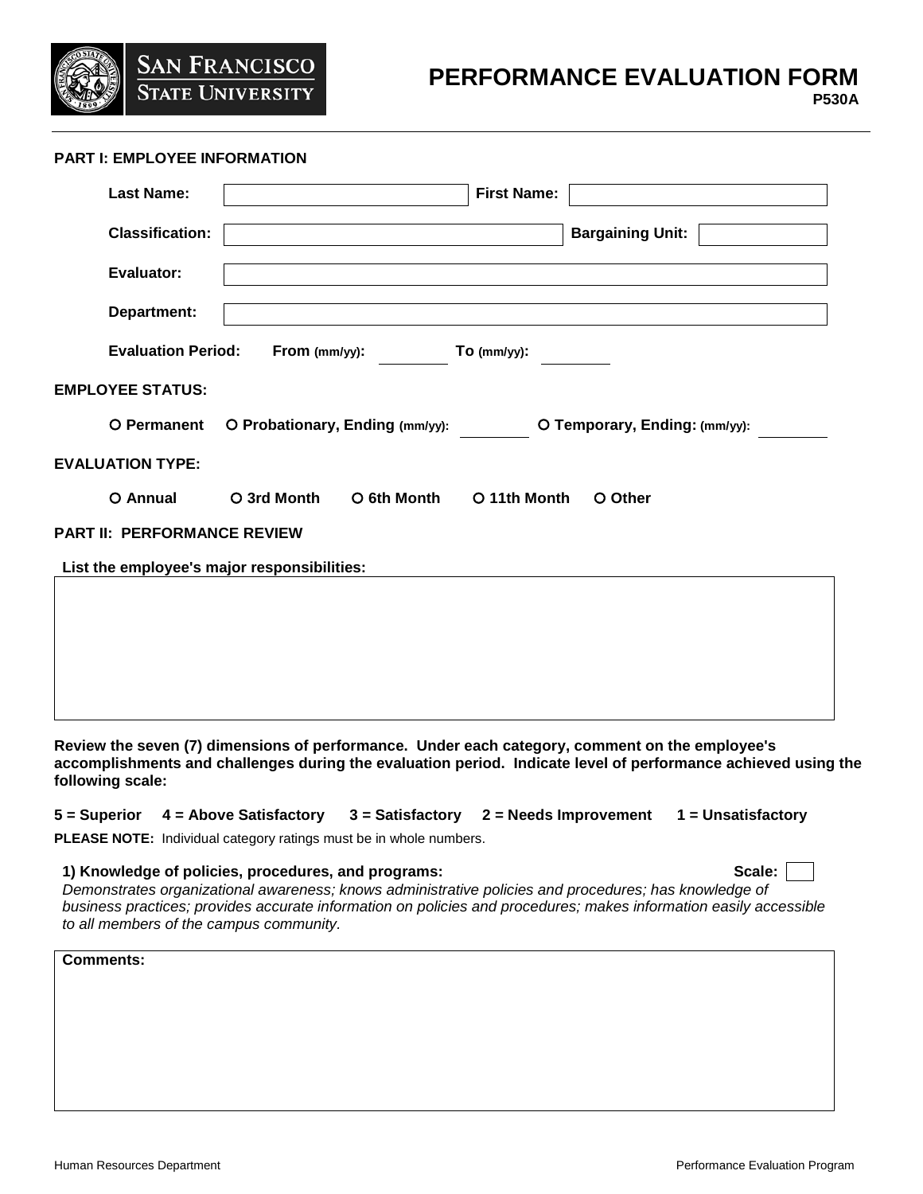SAN FRANCISCO STATE UNIVERSITY

# PERFORMANCE EVALUATION FORM

**P530A**

## PART I: EMPLOYEE INFORMATION

**Last Name:** ____________ **First Name:** ____________

**Classification:** ____________ **Bargaining Unit:** ____________

**Evaluator:** ____________

**Department:** ____________

**Evaluation Period:** **From** (mm/yy): ________ **To** (mm/yy): ________

**EMPLOYEE STATUS:**

○ **Permanent** ○ **Probationary, Ending** (mm/yy): ________ ○ **Temporary, Ending:** (mm/yy): ________

**EVALUATION TYPE:**

○ **Annual** ○ **3rd Month** ○ **6th Month** ○ **11th Month** ○ **Other**

## PART II: PERFORMANCE REVIEW

**List the employee's major responsibilities:**

**Review the seven (7) dimensions of performance. Under each category, comment on the employee's accomplishments and challenges during the evaluation period. Indicate level of performance achieved using the following scale:**

**5 = Superior 4 = Above Satisfactory 3 = Satisfactory 2 = Needs Improvement 1 = Unsatisfactory**

**PLEASE NOTE:** Individual category ratings must be in whole numbers.

**1) Knowledge of policies, procedures, and programs:** **Scale:** ____

*Demonstrates organizational awareness; knows administrative policies and procedures; has knowledge of business practices; provides accurate information on policies and procedures; makes information easily accessible to all members of the campus community.*

**Comments:**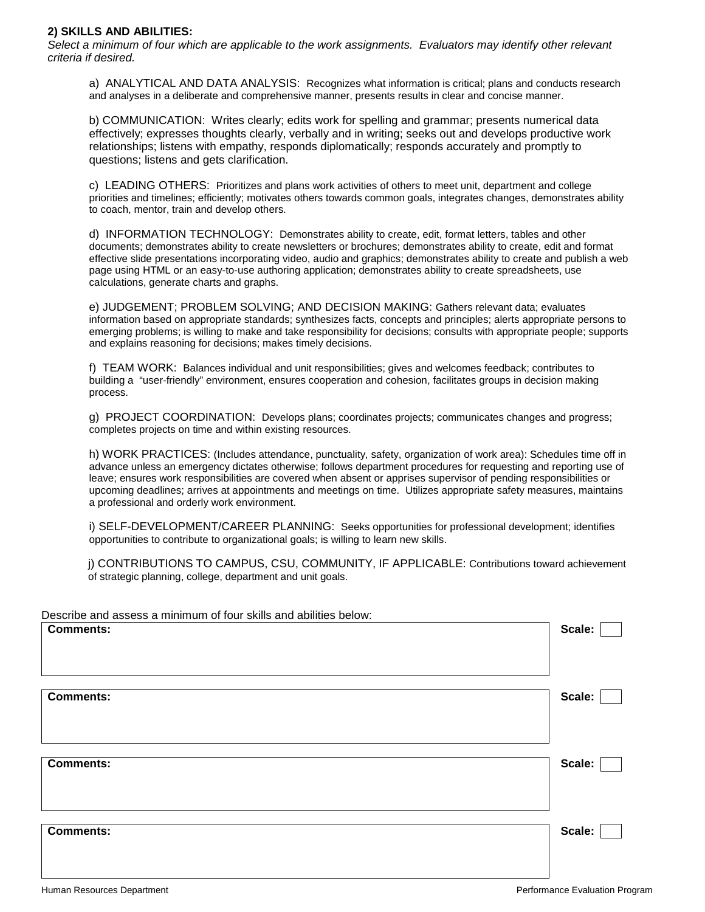**2) SKILLS AND ABILITIES:**

*Select a minimum of four which are applicable to the work assignments. Evaluators may identify other relevant criteria if desired.*

a) ANALYTICAL AND DATA ANALYSIS: Recognizes what information is critical; plans and conducts research and analyses in a deliberate and comprehensive manner, presents results in clear and concise manner.

b) COMMUNICATION: Writes clearly; edits work for spelling and grammar; presents numerical data effectively; expresses thoughts clearly, verbally and in writing; seeks out and develops productive work relationships; listens with empathy, responds diplomatically; responds accurately and promptly to questions; listens and gets clarification.

c) LEADING OTHERS: Prioritizes and plans work activities of others to meet unit, department and college priorities and timelines; efficiently; motivates others towards common goals, integrates changes, demonstrates ability to coach, mentor, train and develop others.

d) INFORMATION TECHNOLOGY: Demonstrates ability to create, edit, format letters, tables and other documents; demonstrates ability to create newsletters or brochures; demonstrates ability to create, edit and format effective slide presentations incorporating video, audio and graphics; demonstrates ability to create and publish a web page using HTML or an easy-to-use authoring application; demonstrates ability to create spreadsheets, use calculations, generate charts and graphs.

e) JUDGEMENT; PROBLEM SOLVING; AND DECISION MAKING: Gathers relevant data; evaluates information based on appropriate standards; synthesizes facts, concepts and principles; alerts appropriate persons to emerging problems; is willing to make and take responsibility for decisions; consults with appropriate people; supports and explains reasoning for decisions; makes timely decisions.

f) TEAM WORK: Balances individual and unit responsibilities; gives and welcomes feedback; contributes to building a "user-friendly" environment, ensures cooperation and cohesion, facilitates groups in decision making process.

g) PROJECT COORDINATION: Develops plans; coordinates projects; communicates changes and progress; completes projects on time and within existing resources.

h) WORK PRACTICES: (Includes attendance, punctuality, safety, organization of work area): Schedules time off in advance unless an emergency dictates otherwise; follows department procedures for requesting and reporting use of leave; ensures work responsibilities are covered when absent or apprises supervisor of pending responsibilities or upcoming deadlines; arrives at appointments and meetings on time. Utilizes appropriate safety measures, maintains a professional and orderly work environment.

i) SELF-DEVELOPMENT/CAREER PLANNING: Seeks opportunities for professional development; identifies opportunities to contribute to organizational goals; is willing to learn new skills.

j) CONTRIBUTIONS TO CAMPUS, CSU, COMMUNITY, IF APPLICABLE: Contributions toward achievement of strategic planning, college, department and unit goals.

Describe and assess a minimum of four skills and abilities below:

| **Comments:** | **Scale:** |
|---|---|
| | |

| **Comments:** | **Scale:** |
|---|---|
| | |

| **Comments:** | **Scale:** |
|---|---|
| | |

| **Comments:** | **Scale:** |
|---|---|
| | |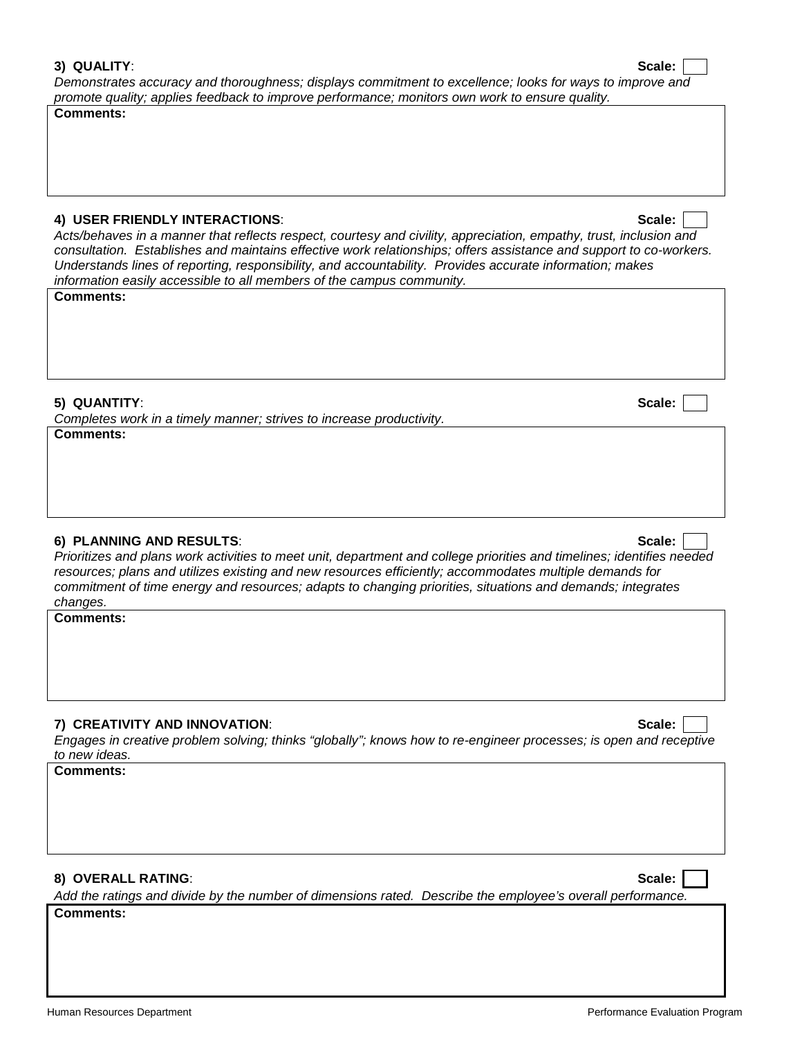**3) QUALITY**: **Scale:**

*Demonstrates accuracy and thoroughness; displays commitment to excellence; looks for ways to improve and promote quality; applies feedback to improve performance; monitors own work to ensure quality.*

**Comments:**

**4) USER FRIENDLY INTERACTIONS**: **Scale:**

*Acts/behaves in a manner that reflects respect, courtesy and civility, appreciation, empathy, trust, inclusion and consultation. Establishes and maintains effective work relationships; offers assistance and support to co-workers. Understands lines of reporting, responsibility, and accountability. Provides accurate information; makes information easily accessible to all members of the campus community.*

**Comments:**

**5) QUANTITY**: **Scale:**

*Completes work in a timely manner; strives to increase productivity.*

**Comments:**

**6) PLANNING AND RESULTS**: **Scale:**

*Prioritizes and plans work activities to meet unit, department and college priorities and timelines; identifies needed resources; plans and utilizes existing and new resources efficiently; accommodates multiple demands for commitment of time energy and resources; adapts to changing priorities, situations and demands; integrates changes.*

**Comments:**

**7) CREATIVITY AND INNOVATION**: **Scale:**

*Engages in creative problem solving; thinks "globally"; knows how to re-engineer processes; is open and receptive to new ideas.*

**Comments:**

**8) OVERALL RATING**: **Scale:**

*Add the ratings and divide by the number of dimensions rated. Describe the employee's overall performance.*

**Comments:**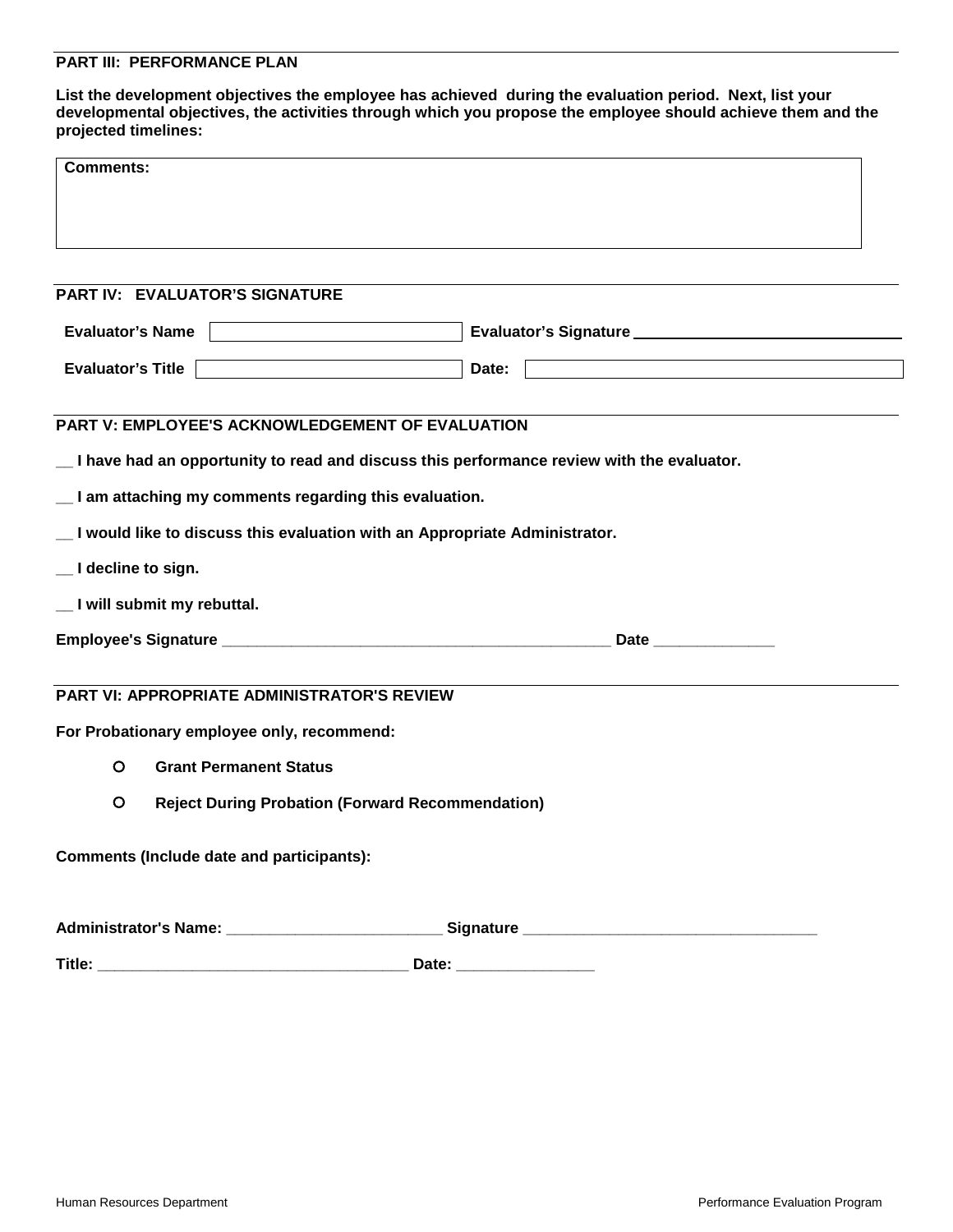## PART III: PERFORMANCE PLAN

**List the development objectives the employee has achieved during the evaluation period. Next, list your developmental objectives, the activities through which you propose the employee should achieve them and the projected timelines:**

**Comments:**

## PART IV: EVALUATOR'S SIGNATURE

**Evaluator's Name** ______________________ **Evaluator's Signature** ______________________

**Evaluator's Title** ______________________ **Date:** ______________________

## PART V: EMPLOYEE'S ACKNOWLEDGEMENT OF EVALUATION

__ **I have had an opportunity to read and discuss this performance review with the evaluator.**

__ **I am attaching my comments regarding this evaluation.**

__ **I would like to discuss this evaluation with an Appropriate Administrator.**

__ **I decline to sign.**

__ **I will submit my rebuttal.**

**Employee's Signature** ____________________________________________ **Date** _____________

## PART VI: APPROPRIATE ADMINISTRATOR'S REVIEW

**For Probationary employee only, recommend:**

- ○ **Grant Permanent Status**
- ○ **Reject During Probation (Forward Recommendation)**

**Comments (Include date and participants):**

**Administrator's Name:** ________________________ **Signature** _________________________________

**Title:** ___________________________________ **Date:** _______________

Human Resources Department

Performance Evaluation Program